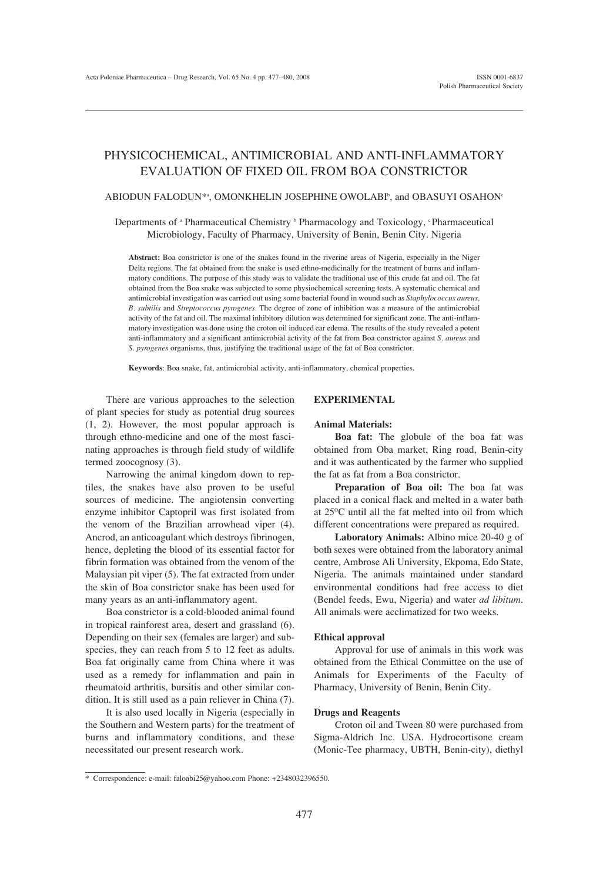# PHYSICOCHEMICAL, ANTIMICROBIAL AND ANTI-INFLAMMATORY EVALUATION OF FIXED OIL FROM BOA CONSTRICTOR

ABIODUN FALODUN*[a], OMONKHELIN JOSEPHINE OWOLABI[b], and OBASUYI OSAHON[c]

Departments of [a] Pharmaceutical Chemistry [b] Pharmacology and Toxicology, [c] Pharmaceutical Microbiology, Faculty of Pharmacy, University of Benin, Benin City. Nigeria

**Abstract:** Boa constrictor is one of the snakes found in the riverine areas of Nigeria, especially in the Niger Delta regions. The fat obtained from the snake is used ethno-medicinally for the treatment of burns and inflammatory conditions. The purpose of this study was to validate the traditional use of this crude fat and oil. The fat obtained from the Boa snake was subjected to some physiochemical screening tests. A systematic chemical and antimicrobial investigation was carried out using some bacterial found in wound such as *Staphylococcus aureus, B. subtilis* and *Streptococcus pyrogenes*. The degree of zone of inhibition was a measure of the antimicrobial activity of the fat and oil. The maximal inhibitory dilution was determined for significant zone. The anti-inflammatory investigation was done using the croton oil induced ear edema. The results of the study revealed a potent anti-inflammatory and a significant antimicrobial activity of the fat from Boa constrictor against *S. aureus* and *S. pyrogenes* organisms, thus, justifying the traditional usage of the fat of Boa constrictor.

**Keywords**: Boa snake, fat, antimicrobial activity, anti-inflammatory, chemical properties.

There are various approaches to the selection of plant species for study as potential drug sources (1, 2). However, the most popular approach is through ethno-medicine and one of the most fascinating approaches is through field study of wildlife termed zoocognosy (3).

Narrowing the animal kingdom down to reptiles, the snakes have also proven to be useful sources of medicine. The angiotensin converting enzyme inhibitor Captopril was first isolated from the venom of the Brazilian arrowhead viper (4). Ancrod, an anticoagulant which destroys fibrinogen, hence, depleting the blood of its essential factor for fibrin formation was obtained from the venom of the Malaysian pit viper (5). The fat extracted from under the skin of Boa constrictor snake has been used for many years as an anti-inflammatory agent.

Boa constrictor is a cold-blooded animal found in tropical rainforest area, desert and grassland (6). Depending on their sex (females are larger) and subspecies, they can reach from 5 to 12 feet as adults. Boa fat originally came from China where it was used as a remedy for inflammation and pain in rheumatoid arthritis, bursitis and other similar condition. It is still used as a pain reliever in China (7).

It is also used locally in Nigeria (especially in the Southern and Western parts) for the treatment of burns and inflammatory conditions, and these necessitated our present research work.

## EXPERIMENTAL

### Animal Materials:

**Boa fat:** The globule of the boa fat was obtained from Oba market, Ring road, Benin-city and it was authenticated by the farmer who supplied the fat as fat from a Boa constrictor.

**Preparation of Boa oil:** The boa fat was placed in a conical flack and melted in a water bath at 25°C until all the fat melted into oil from which different concentrations were prepared as required.

**Laboratory Animals:** Albino mice 20-40 g of both sexes were obtained from the laboratory animal centre, Ambrose Ali University, Ekpoma, Edo State, Nigeria. The animals maintained under standard environmental conditions had free access to diet (Bendel feeds, Ewu, Nigeria) and water *ad libitum*. All animals were acclimatized for two weeks.

### Ethical approval

Approval for use of animals in this work was obtained from the Ethical Committee on the use of Animals for Experiments of the Faculty of Pharmacy, University of Benin, Benin City.

### Drugs and Reagents

Croton oil and Tween 80 were purchased from Sigma-Aldrich Inc. USA. Hydrocortisone cream (Monic-Tee pharmacy, UBTH, Benin-city), diethyl

* Correspondence: e-mail: faloabi25@yahoo.com Phone: +2348032396550.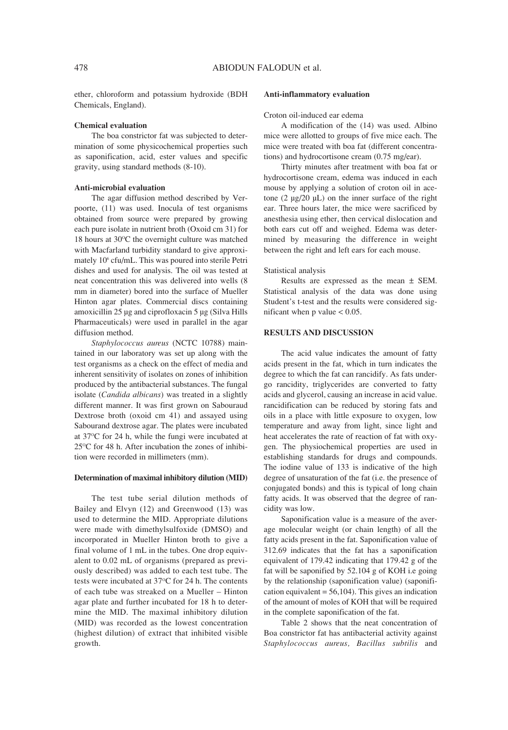ether, chloroform and potassium hydroxide (BDH Chemicals, England).

### Chemical evaluation

The boa constrictor fat was subjected to determination of some physicochemical properties such as saponification, acid, ester values and specific gravity, using standard methods (8-10).

### Anti-microbial evaluation

The agar diffusion method described by Verpoorte, (11) was used. Inocula of test organisms obtained from source were prepared by growing each pure isolate in nutrient broth (Oxoid cm 31) for 18 hours at 30°C the overnight culture was matched with Macfarland turbidity standard to give approximately $10^6$ cfu/mL. This was poured into sterile Petri dishes and used for analysis. The oil was tested at neat concentration this was delivered into wells (8 mm in diameter) bored into the surface of Mueller Hinton agar plates. Commercial discs containing amoxicillin 25 µg and ciprofloxacin 5 µg (Silva Hills Pharmaceuticals) were used in parallel in the agar diffusion method.

*Staphylococcus aureus* (NCTC 10788) maintained in our laboratory was set up along with the test organisms as a check on the effect of media and inherent sensitivity of isolates on zones of inhibition produced by the antibacterial substances. The fungal isolate (*Candida albicans*) was treated in a slightly different manner. It was first grown on Sabouraud Dextrose broth (oxoid cm 41) and assayed using Sabourand dextrose agar. The plates were incubated at 37°C for 24 h, while the fungi were incubated at 25°C for 48 h. After incubation the zones of inhibition were recorded in millimeters (mm).

### Determination of maximal inhibitory dilution (MID)

The test tube serial dilution methods of Bailey and Elvyn (12) and Greenwood (13) was used to determine the MID. Appropriate dilutions were made with dimethylsulfoxide (DMSO) and incorporated in Mueller Hinton broth to give a final volume of 1 mL in the tubes. One drop equivalent to 0.02 mL of organisms (prepared as previously described) was added to each test tube. The tests were incubated at 37°C for 24 h. The contents of each tube was streaked on a Mueller – Hinton agar plate and further incubated for 18 h to determine the MID. The maximal inhibitory dilution (MID) was recorded as the lowest concentration (highest dilution) of extract that inhibited visible growth.

### Anti-inflammatory evaluation

Croton oil-induced ear edema

A modification of the (14) was used. Albino mice were allotted to groups of five mice each. The mice were treated with boa fat (different concentrations) and hydrocortisone cream (0.75 mg/ear).

Thirty minutes after treatment with boa fat or hydrocortisone cream, edema was induced in each mouse by applying a solution of croton oil in acetone (2 µg/20 µL) on the inner surface of the right ear. Three hours later, the mice were sacrificed by anesthesia using ether, then cervical dislocation and both ears cut off and weighed. Edema was determined by measuring the difference in weight between the right and left ears for each mouse.

Statistical analysis

Results are expressed as the mean ± SEM. Statistical analysis of the data was done using Student's t-test and the results were considered significant when p value $< 0.05$.

## RESULTS AND DISCUSSION

The acid value indicates the amount of fatty acids present in the fat, which in turn indicates the degree to which the fat can rancidify. As fats undergo rancidity, triglycerides are converted to fatty acids and glycerol, causing an increase in acid value. rancidification can be reduced by storing fats and oils in a place with little exposure to oxygen, low temperature and away from light, since light and heat accelerates the rate of reaction of fat with oxygen. The physiochemical properties are used in establishing standards for drugs and compounds. The iodine value of 133 is indicative of the high degree of unsaturation of the fat (i.e. the presence of conjugated bonds) and this is typical of long chain fatty acids. It was observed that the degree of rancidity was low.

Saponification value is a measure of the average molecular weight (or chain length) of all the fatty acids present in the fat. Saponification value of 312.69 indicates that the fat has a saponification equivalent of 179.42 indicating that 179.42 g of the fat will be saponified by 52.104 g of KOH i.e going by the relationship (saponification value) (saponification equivalent = 56,104). This gives an indication of the amount of moles of KOH that will be required in the complete saponification of the fat.

Table 2 shows that the neat concentration of Boa constrictor fat has antibacterial activity against *Staphylococcus aureus, Bacillus subtilis* and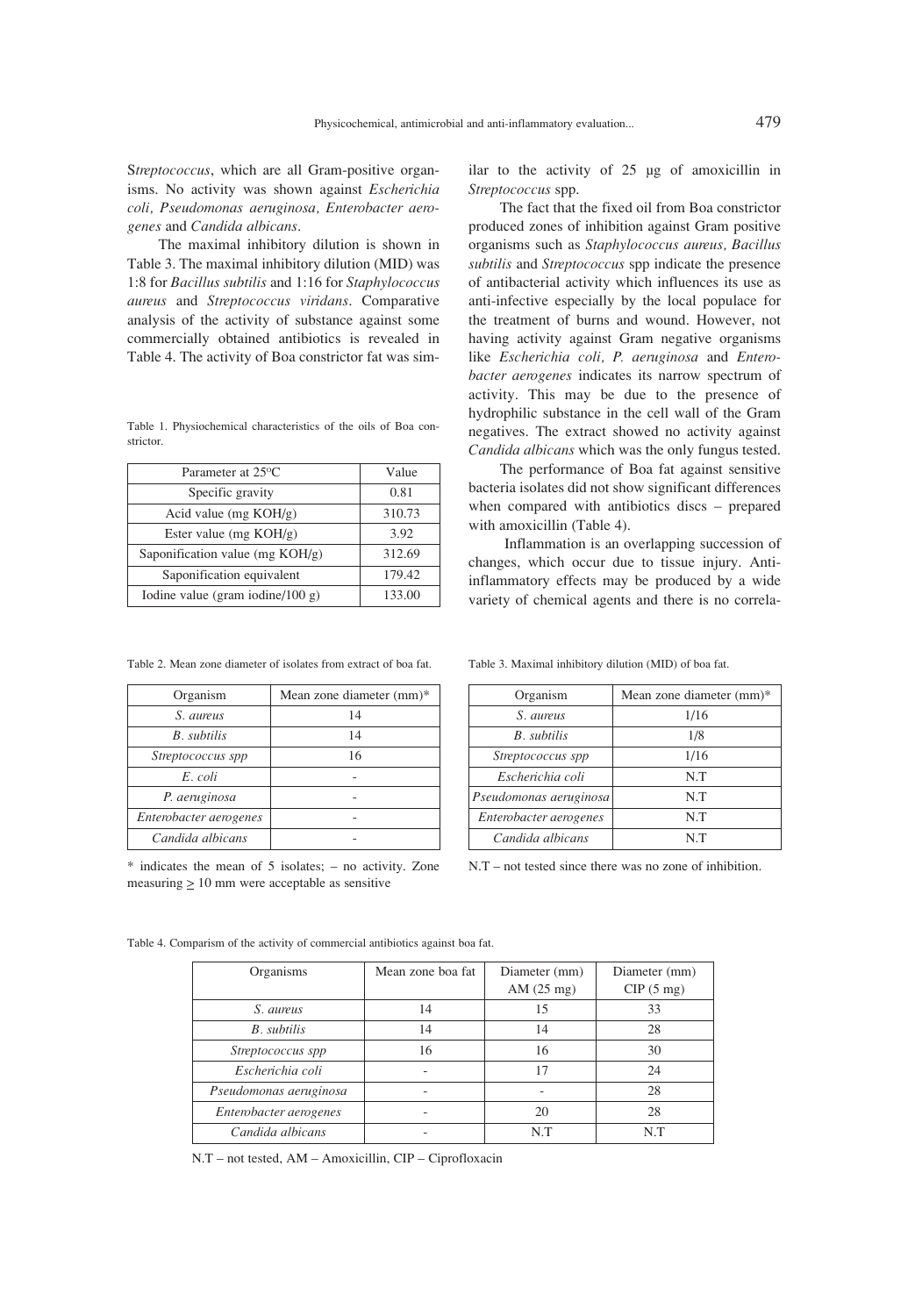S*treptococcus*, which are all Gram-positive organisms. No activity was shown against *Escherichia coli, Pseudomonas aeruginosa, Enterobacter aerogenes* and *Candida albicans*.

The maximal inhibitory dilution is shown in Table 3. The maximal inhibitory dilution (MID) was 1:8 for *Bacillus subtilis* and 1:16 for *Staphylococcus aureus* and *Streptococcus viridans*. Comparative analysis of the activity of substance against some commercially obtained antibiotics is revealed in Table 4. The activity of Boa constrictor fat was similar to the activity of 25 µg of amoxicillin in *Streptococcus* spp.

Table 1. Physiochemical characteristics of the oils of Boa constrictor.

| Parameter at 25°C | Value |
|---|---|
| Specific gravity | 0.81 |
| Acid value (mg KOH/g) | 310.73 |
| Ester value (mg KOH/g) | 3.92 |
| Saponification value (mg KOH/g) | 312.69 |
| Saponification equivalent | 179.42 |
| Iodine value (gram iodine/100 g) | 133.00 |

The fact that the fixed oil from Boa constrictor produced zones of inhibition against Gram positive organisms such as *Staphylococcus aureus, Bacillus subtilis* and *Streptococcus* spp indicate the presence of antibacterial activity which influences its use as anti-infective especially by the local populace for the treatment of burns and wound. However, not having activity against Gram negative organisms like *Escherichia coli, P. aeruginosa* and *Enterobacter aerogenes* indicates its narrow spectrum of activity. This may be due to the presence of hydrophilic substance in the cell wall of the Gram negatives. The extract showed no activity against *Candida albicans* which was the only fungus tested.

The performance of Boa fat against sensitive bacteria isolates did not show significant differences when compared with antibiotics discs – prepared with amoxicillin (Table 4).

Inflammation is an overlapping succession of changes, which occur due to tissue injury. Anti-inflammatory effects may be produced by a wide variety of chemical agents and there is no correla-

Table 2. Mean zone diameter of isolates from extract of boa fat.

| Organism | Mean zone diameter (mm)* |
|---|---|
| *S. aureus* | 14 |
| *B. subtilis* | 14 |
| *Streptococcus spp* | 16 |
| *E. coli* | - |
| *P. aeruginosa* | - |
| *Enterobacter aerogenes* | - |
| *Candida albicans* | - |

\* indicates the mean of 5 isolates; – no activity. Zone measuring ≥ 10 mm were acceptable as sensitive

Table 3. Maximal inhibitory dilution (MID) of boa fat.

| Organism | Mean zone diameter (mm)* |
|---|---|
| *S. aureus* | 1/16 |
| *B. subtilis* | 1/8 |
| *Streptococcus spp* | 1/16 |
| *Escherichia coli* | N.T |
| *Pseudomonas aeruginosa* | N.T |
| *Enterobacter aerogenes* | N.T |
| *Candida albicans* | N.T |

N.T – not tested since there was no zone of inhibition.

Table 4. Comparism of the activity of commercial antibiotics against boa fat.

| Organisms | Mean zone boa fat | Diameter (mm) AM (25 mg) | Diameter (mm) CIP (5 mg) |
|---|---|---|---|
| *S. aureus* | 14 | 15 | 33 |
| *B. subtilis* | 14 | 14 | 28 |
| *Streptococcus spp* | 16 | 16 | 30 |
| *Escherichia coli* | - | 17 | 24 |
| *Pseudomonas aeruginosa* | - | - | 28 |
| *Enterobacter aerogenes* | - | 20 | 28 |
| *Candida albicans* | - | N.T | N.T |

N.T – not tested, AM – Amoxicillin, CIP – Ciprofloxacin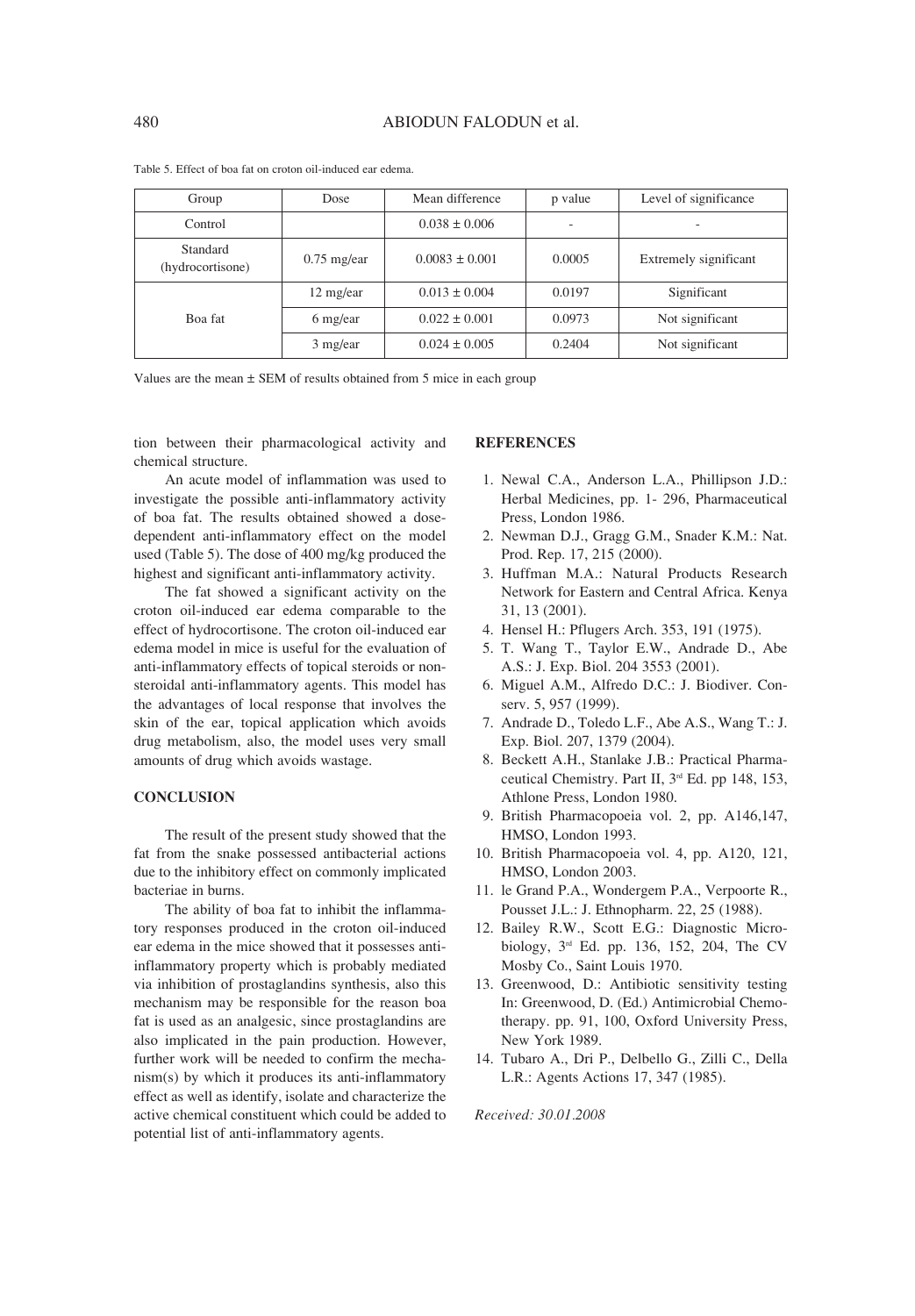Table 5. Effect of boa fat on croton oil-induced ear edema.

| Group | Dose | Mean difference | p value | Level of significance |
|---|---|---|---|---|
| Control | | 0.038 ± 0.006 | - | - |
| Standard (hydrocortisone) | 0.75 mg/ear | 0.0083 ± 0.001 | 0.0005 | Extremely significant |
| Boa fat | 12 mg/ear | 0.013 ± 0.004 | 0.0197 | Significant |
| | 6 mg/ear | 0.022 ± 0.001 | 0.0973 | Not significant |
| | 3 mg/ear | 0.024 ± 0.005 | 0.2404 | Not significant |

Values are the mean ± SEM of results obtained from 5 mice in each group

tion between their pharmacological activity and chemical structure.

An acute model of inflammation was used to investigate the possible anti-inflammatory activity of boa fat. The results obtained showed a dose-dependent anti-inflammatory effect on the model used (Table 5). The dose of 400 mg/kg produced the highest and significant anti-inflammatory activity.

The fat showed a significant activity on the croton oil-induced ear edema comparable to the effect of hydrocortisone. The croton oil-induced ear edema model in mice is useful for the evaluation of anti-inflammatory effects of topical steroids or non-steroidal anti-inflammatory agents. This model has the advantages of local response that involves the skin of the ear, topical application which avoids drug metabolism, also, the model uses very small amounts of drug which avoids wastage.

## CONCLUSION

The result of the present study showed that the fat from the snake possessed antibacterial actions due to the inhibitory effect on commonly implicated bacteriae in burns.

The ability of boa fat to inhibit the inflammatory responses produced in the croton oil-induced ear edema in the mice showed that it possesses anti-inflammatory property which is probably mediated via inhibition of prostaglandins synthesis, also this mechanism may be responsible for the reason boa fat is used as an analgesic, since prostaglandins are also implicated in the pain production. However, further work will be needed to confirm the mechanism(s) by which it produces its anti-inflammatory effect as well as identify, isolate and characterize the active chemical constituent which could be added to potential list of anti-inflammatory agents.

## REFERENCES

1. Newal C.A., Anderson L.A., Phillipson J.D.: Herbal Medicines, pp. 1- 296, Pharmaceutical Press, London 1986.
2. Newman D.J., Gragg G.M., Snader K.M.: Nat. Prod. Rep. 17, 215 (2000).
3. Huffman M.A.: Natural Products Research Network for Eastern and Central Africa. Kenya 31, 13 (2001).
4. Hensel H.: Pflugers Arch. 353, 191 (1975).
5. T. Wang T., Taylor E.W., Andrade D., Abe A.S.: J. Exp. Biol. 204 3553 (2001).
6. Miguel A.M., Alfredo D.C.: J. Biodiver. Conserv. 5, 957 (1999).
7. Andrade D., Toledo L.F., Abe A.S., Wang T.: J. Exp. Biol. 207, 1379 (2004).
8. Beckett A.H., Stanlake J.B.: Practical Pharmaceutical Chemistry. Part II, 3rd Ed. pp 148, 153, Athlone Press, London 1980.
9. British Pharmacopoeia vol. 2, pp. A146,147, HMSO, London 1993.
10. British Pharmacopoeia vol. 4, pp. A120, 121, HMSO, London 2003.
11. le Grand P.A., Wondergem P.A., Verpoorte R., Pousset J.L.: J. Ethnopharm. 22, 25 (1988).
12. Bailey R.W., Scott E.G.: Diagnostic Microbiology, 3rd Ed. pp. 136, 152, 204, The CV Mosby Co., Saint Louis 1970.
13. Greenwood, D.: Antibiotic sensitivity testing In: Greenwood, D. (Ed.) Antimicrobial Chemotherapy. pp. 91, 100, Oxford University Press, New York 1989.
14. Tubaro A., Dri P., Delbello G., Zilli C., Della L.R.: Agents Actions 17, 347 (1985).

*Received: 30.01.2008*